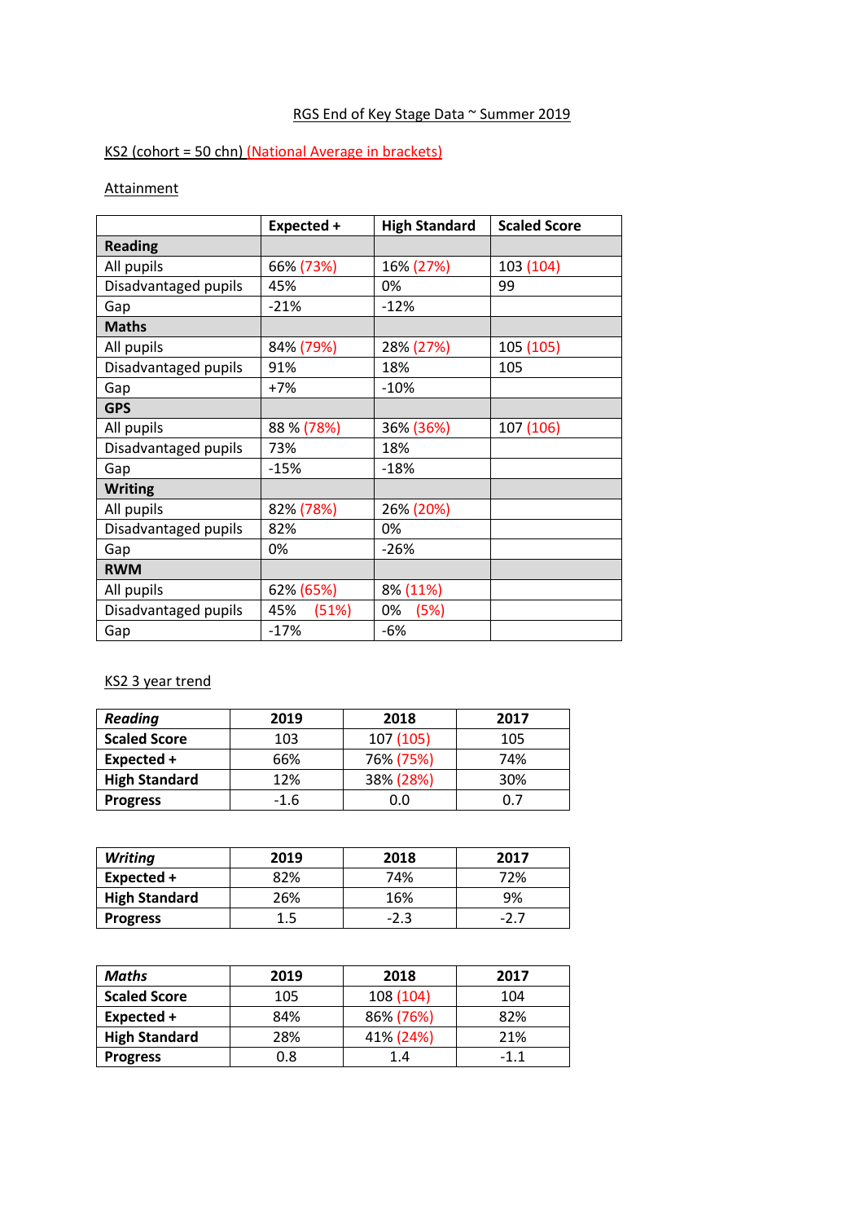# RGS End of Key Stage Data ~ Summer 2019

## KS2 (cohort = 50 chn) (National Average in brackets)

### Attainment

| | Expected + | High Standard | Scaled Score |
|---|---|---|---|
| **Reading** | | | |
| All pupils | 66% (73%) | 16% (27%) | 103 (104) |
| Disadvantaged pupils | 45% | 0% | 99 |
| Gap | -21% | -12% | |
| **Maths** | | | |
| All pupils | 84% (79%) | 28% (27%) | 105 (105) |
| Disadvantaged pupils | 91% | 18% | 105 |
| Gap | +7% | -10% | |
| **GPS** | | | |
| All pupils | 88 % (78%) | 36% (36%) | 107 (106) |
| Disadvantaged pupils | 73% | 18% | |
| Gap | -15% | -18% | |
| **Writing** | | | |
| All pupils | 82% (78%) | 26% (20%) | |
| Disadvantaged pupils | 82% | 0% | |
| Gap | 0% | -26% | |
| **RWM** | | | |
| All pupils | 62% (65%) | 8% (11%) | |
| Disadvantaged pupils | 45% (51%) | 0% (5%) | |
| Gap | -17% | -6% | |

### KS2 3 year trend

| ***Reading*** | 2019 | 2018 | 2017 |
|---|---|---|---|
| **Scaled Score** | 103 | 107 (105) | 105 |
| **Expected +** | 66% | 76% (75%) | 74% |
| **High Standard** | 12% | 38% (28%) | 30% |
| **Progress** | -1.6 | 0.0 | 0.7 |

| ***Writing*** | 2019 | 2018 | 2017 |
|---|---|---|---|
| **Expected +** | 82% | 74% | 72% |
| **High Standard** | 26% | 16% | 9% |
| **Progress** | 1.5 | -2.3 | -2.7 |

| ***Maths*** | 2019 | 2018 | 2017 |
|---|---|---|---|
| **Scaled Score** | 105 | 108 (104) | 104 |
| **Expected +** | 84% | 86% (76%) | 82% |
| **High Standard** | 28% | 41% (24%) | 21% |
| **Progress** | 0.8 | 1.4 | -1.1 |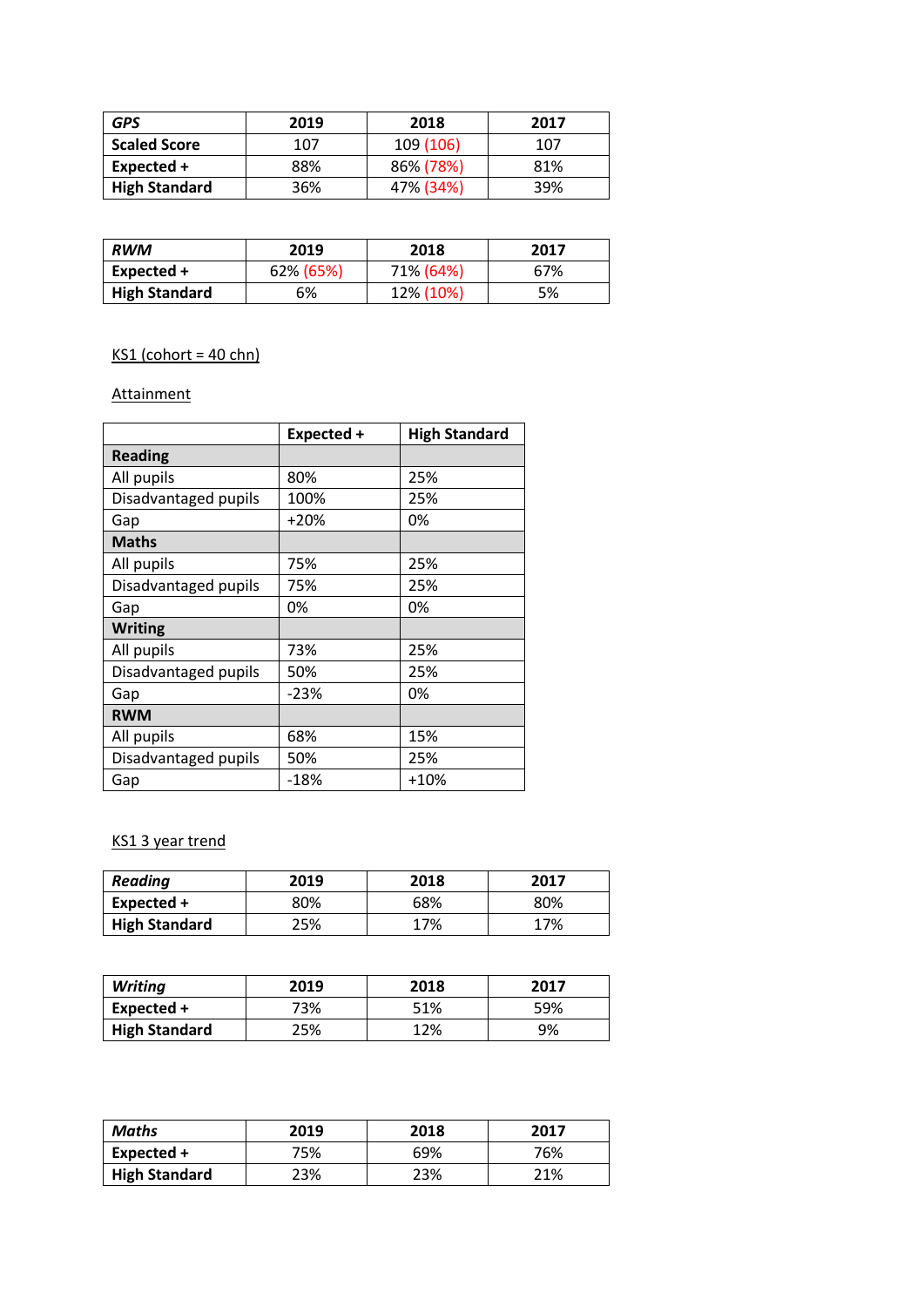| *GPS* | 2019 | 2018 | 2017 |
|---|---|---|---|
| **Scaled Score** | 107 | 109 (106) | 107 |
| **Expected +** | 88% | 86% (78%) | 81% |
| **High Standard** | 36% | 47% (34%) | 39% |

| *RWM* | 2019 | 2018 | 2017 |
|---|---|---|---|
| **Expected +** | 62% (65%) | 71% (64%) | 67% |
| **High Standard** | 6% | 12% (10%) | 5% |

KS1 (cohort = 40 chn)

Attainment

| | Expected + | High Standard |
|---|---|---|
| **Reading** | | |
| All pupils | 80% | 25% |
| Disadvantaged pupils | 100% | 25% |
| Gap | +20% | 0% |
| **Maths** | | |
| All pupils | 75% | 25% |
| Disadvantaged pupils | 75% | 25% |
| Gap | 0% | 0% |
| **Writing** | | |
| All pupils | 73% | 25% |
| Disadvantaged pupils | 50% | 25% |
| Gap | -23% | 0% |
| **RWM** | | |
| All pupils | 68% | 15% |
| Disadvantaged pupils | 50% | 25% |
| Gap | -18% | +10% |

KS1 3 year trend

| *Reading* | 2019 | 2018 | 2017 |
|---|---|---|---|
| **Expected +** | 80% | 68% | 80% |
| **High Standard** | 25% | 17% | 17% |

| *Writing* | 2019 | 2018 | 2017 |
|---|---|---|---|
| **Expected +** | 73% | 51% | 59% |
| **High Standard** | 25% | 12% | 9% |

| *Maths* | 2019 | 2018 | 2017 |
|---|---|---|---|
| **Expected +** | 75% | 69% | 76% |
| **High Standard** | 23% | 23% | 21% |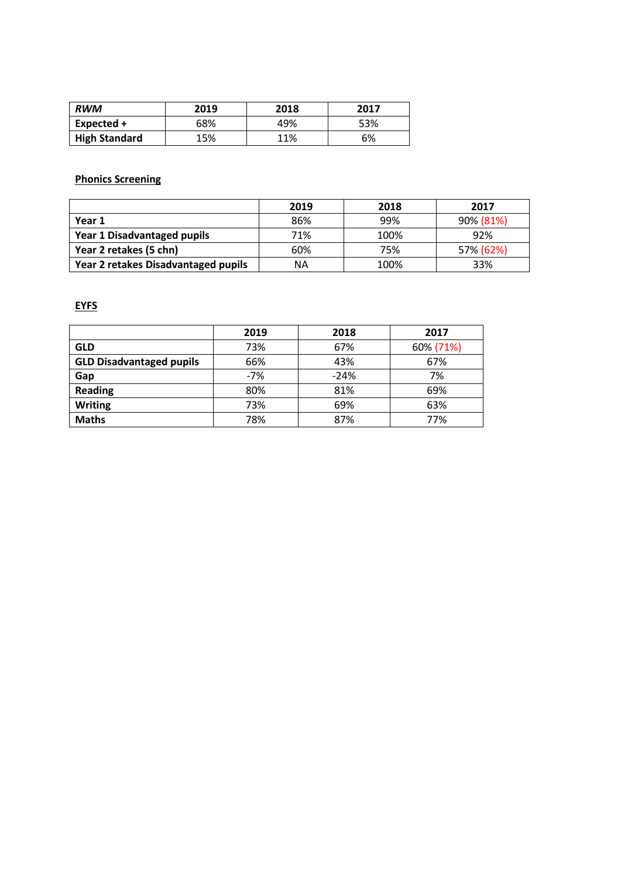| *RWM* | 2019 | 2018 | 2017 |
|---|---|---|---|
| **Expected +** | 68% | 49% | 53% |
| **High Standard** | 15% | 11% | 6% |

**Phonics Screening**

| | 2019 | 2018 | 2017 |
|---|---|---|---|
| **Year 1** | 86% | 99% | 90% (81%) |
| **Year 1 Disadvantaged pupils** | 71% | 100% | 92% |
| **Year 2 retakes (5 chn)** | 60% | 75% | 57% (62%) |
| **Year 2 retakes Disadvantaged pupils** | NA | 100% | 33% |

**EYFS**

| | 2019 | 2018 | 2017 |
|---|---|---|---|
| **GLD** | 73% | 67% | 60% (71%) |
| **GLD Disadvantaged pupils** | 66% | 43% | 67% |
| **Gap** | -7% | -24% | 7% |
| **Reading** | 80% | 81% | 69% |
| **Writing** | 73% | 69% | 63% |
| **Maths** | 78% | 87% | 77% |